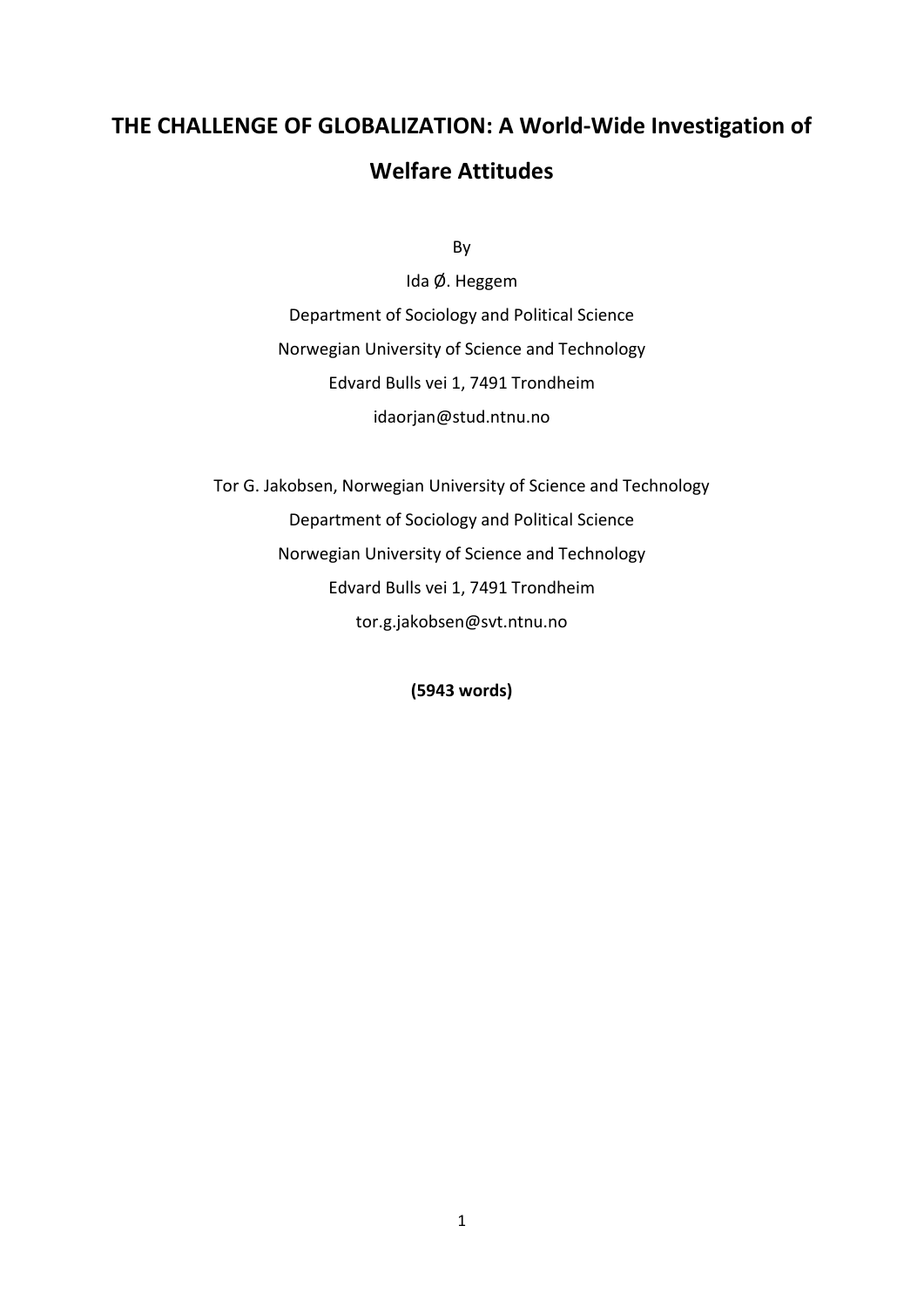# THE CHALLENGE OF GLOBALIZATION: A World-Wide Investigation of Welfare Attitudes

By

Ida Ø. Heggem

Department of Sociology and Political Science

Norwegian University of Science and Technology

Edvard Bulls vei 1, 7491 Trondheim

idaorjan@stud.ntnu.no

Tor G. Jakobsen, Norwegian University of Science and Technology

Department of Sociology and Political Science

Norwegian University of Science and Technology

Edvard Bulls vei 1, 7491 Trondheim

tor.g.jakobsen@svt.ntnu.no

**(5943 words)**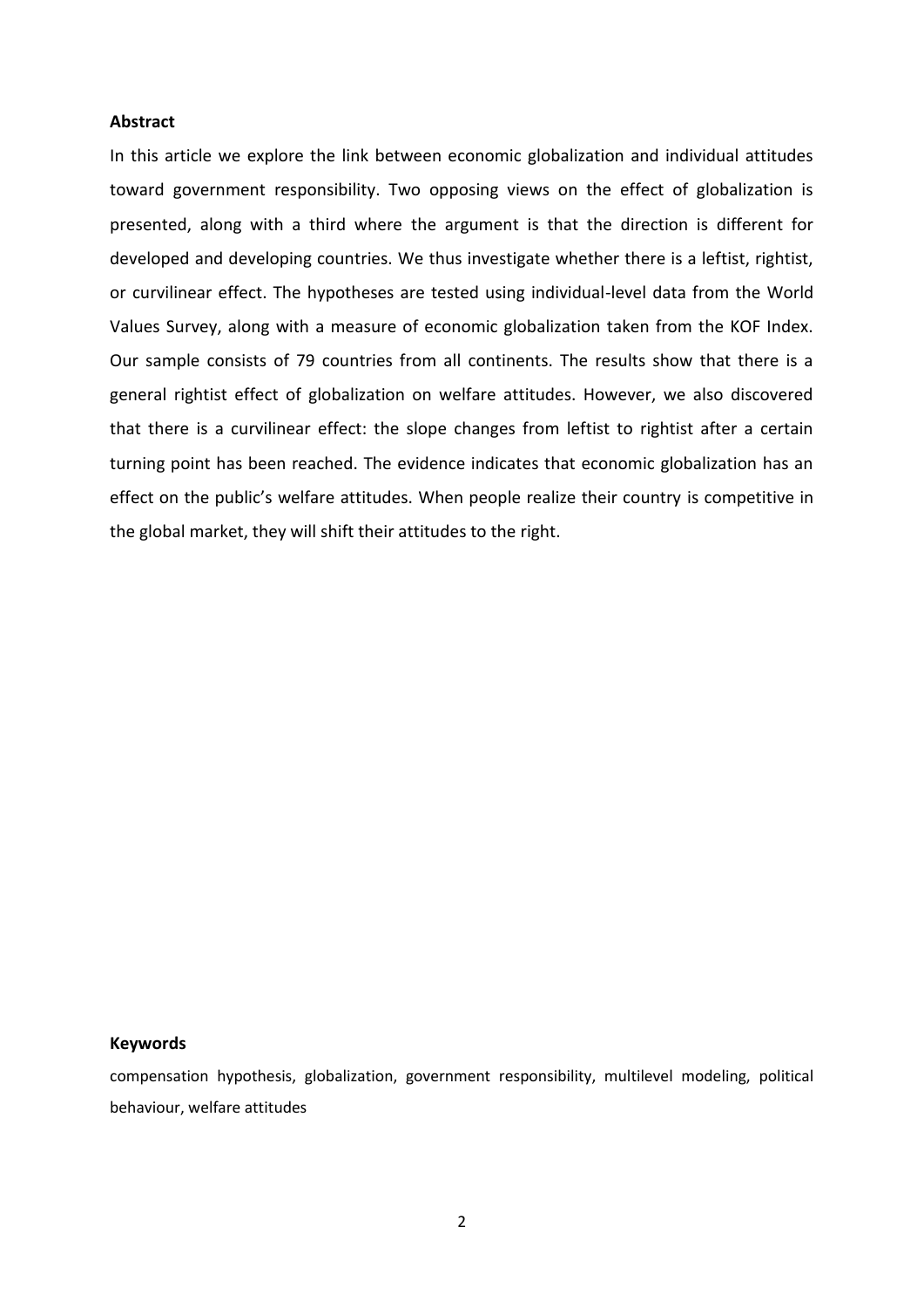**Abstract**

In this article we explore the link between economic globalization and individual attitudes toward government responsibility. Two opposing views on the effect of globalization is presented, along with a third where the argument is that the direction is different for developed and developing countries. We thus investigate whether there is a leftist, rightist, or curvilinear effect. The hypotheses are tested using individual-level data from the World Values Survey, along with a measure of economic globalization taken from the KOF Index. Our sample consists of 79 countries from all continents. The results show that there is a general rightist effect of globalization on welfare attitudes. However, we also discovered that there is a curvilinear effect: the slope changes from leftist to rightist after a certain turning point has been reached. The evidence indicates that economic globalization has an effect on the public's welfare attitudes. When people realize their country is competitive in the global market, they will shift their attitudes to the right.

**Keywords**

compensation hypothesis, globalization, government responsibility, multilevel modeling, political behaviour, welfare attitudes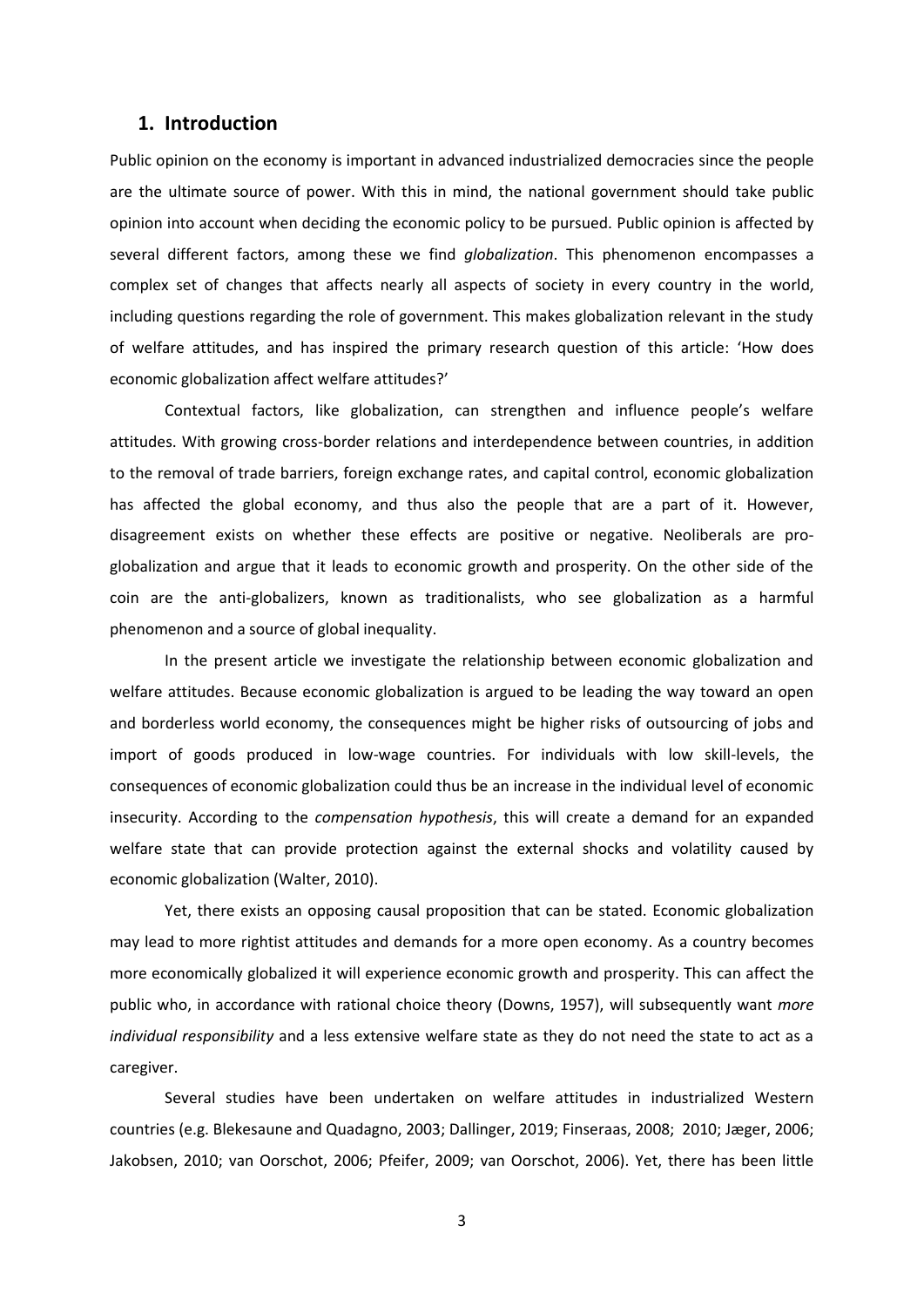## 1. Introduction

Public opinion on the economy is important in advanced industrialized democracies since the people are the ultimate source of power. With this in mind, the national government should take public opinion into account when deciding the economic policy to be pursued. Public opinion is affected by several different factors, among these we find *globalization*. This phenomenon encompasses a complex set of changes that affects nearly all aspects of society in every country in the world, including questions regarding the role of government. This makes globalization relevant in the study of welfare attitudes, and has inspired the primary research question of this article: 'How does economic globalization affect welfare attitudes?'

Contextual factors, like globalization, can strengthen and influence people's welfare attitudes. With growing cross-border relations and interdependence between countries, in addition to the removal of trade barriers, foreign exchange rates, and capital control, economic globalization has affected the global economy, and thus also the people that are a part of it. However, disagreement exists on whether these effects are positive or negative. Neoliberals are pro-globalization and argue that it leads to economic growth and prosperity. On the other side of the coin are the anti-globalizers, known as traditionalists, who see globalization as a harmful phenomenon and a source of global inequality.

In the present article we investigate the relationship between economic globalization and welfare attitudes. Because economic globalization is argued to be leading the way toward an open and borderless world economy, the consequences might be higher risks of outsourcing of jobs and import of goods produced in low-wage countries. For individuals with low skill-levels, the consequences of economic globalization could thus be an increase in the individual level of economic insecurity. According to the *compensation hypothesis*, this will create a demand for an expanded welfare state that can provide protection against the external shocks and volatility caused by economic globalization (Walter, 2010).

Yet, there exists an opposing causal proposition that can be stated. Economic globalization may lead to more rightist attitudes and demands for a more open economy. As a country becomes more economically globalized it will experience economic growth and prosperity. This can affect the public who, in accordance with rational choice theory (Downs, 1957), will subsequently want *more individual responsibility* and a less extensive welfare state as they do not need the state to act as a caregiver.

Several studies have been undertaken on welfare attitudes in industrialized Western countries (e.g. Blekesaune and Quadagno, 2003; Dallinger, 2019; Finseraas, 2008; 2010; Jæger, 2006; Jakobsen, 2010; van Oorschot, 2006; Pfeifer, 2009; van Oorschot, 2006). Yet, there has been little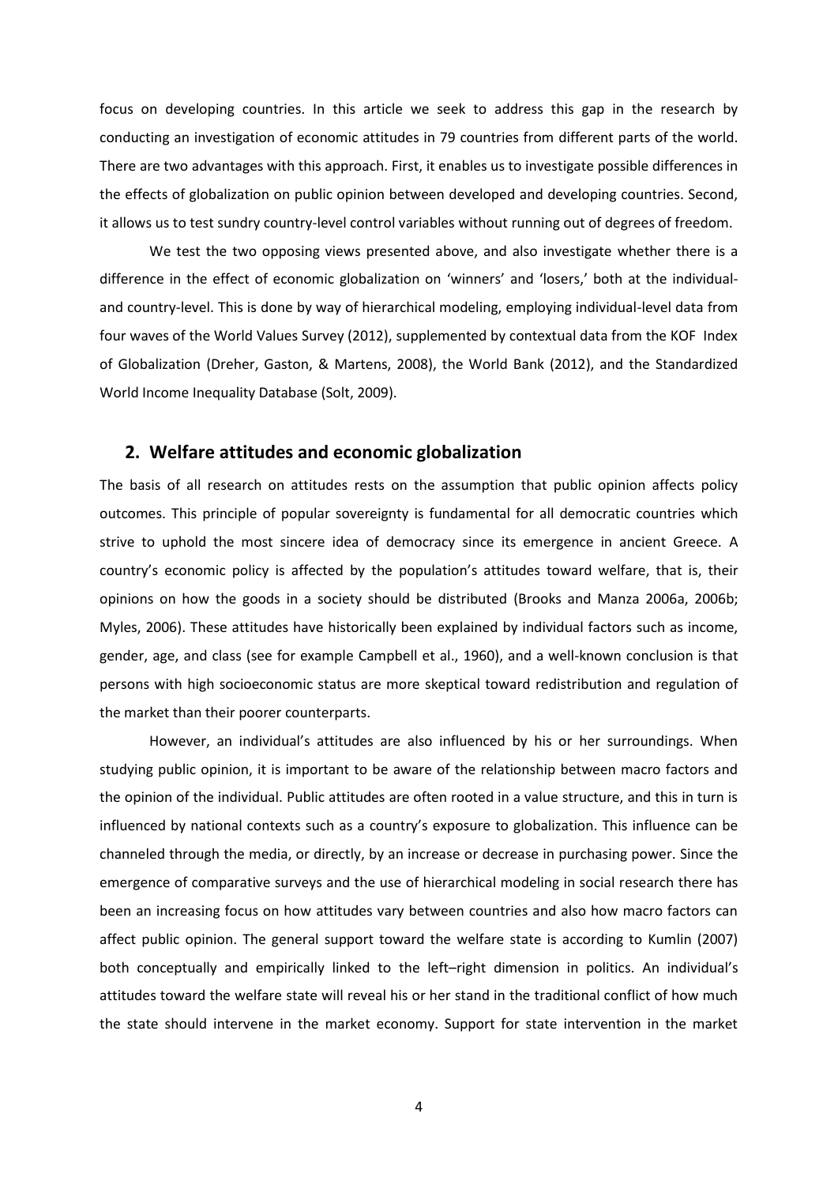focus on developing countries. In this article we seek to address this gap in the research by conducting an investigation of economic attitudes in 79 countries from different parts of the world. There are two advantages with this approach. First, it enables us to investigate possible differences in the effects of globalization on public opinion between developed and developing countries. Second, it allows us to test sundry country-level control variables without running out of degrees of freedom.

We test the two opposing views presented above, and also investigate whether there is a difference in the effect of economic globalization on 'winners' and 'losers,' both at the individual- and country-level. This is done by way of hierarchical modeling, employing individual-level data from four waves of the World Values Survey (2012), supplemented by contextual data from the KOF Index of Globalization (Dreher, Gaston, & Martens, 2008), the World Bank (2012), and the Standardized World Income Inequality Database (Solt, 2009).

## 2. Welfare attitudes and economic globalization

The basis of all research on attitudes rests on the assumption that public opinion affects policy outcomes. This principle of popular sovereignty is fundamental for all democratic countries which strive to uphold the most sincere idea of democracy since its emergence in ancient Greece. A country's economic policy is affected by the population's attitudes toward welfare, that is, their opinions on how the goods in a society should be distributed (Brooks and Manza 2006a, 2006b; Myles, 2006). These attitudes have historically been explained by individual factors such as income, gender, age, and class (see for example Campbell et al., 1960), and a well-known conclusion is that persons with high socioeconomic status are more skeptical toward redistribution and regulation of the market than their poorer counterparts.

However, an individual's attitudes are also influenced by his or her surroundings. When studying public opinion, it is important to be aware of the relationship between macro factors and the opinion of the individual. Public attitudes are often rooted in a value structure, and this in turn is influenced by national contexts such as a country's exposure to globalization. This influence can be channeled through the media, or directly, by an increase or decrease in purchasing power. Since the emergence of comparative surveys and the use of hierarchical modeling in social research there has been an increasing focus on how attitudes vary between countries and also how macro factors can affect public opinion. The general support toward the welfare state is according to Kumlin (2007) both conceptually and empirically linked to the left–right dimension in politics. An individual's attitudes toward the welfare state will reveal his or her stand in the traditional conflict of how much the state should intervene in the market economy. Support for state intervention in the market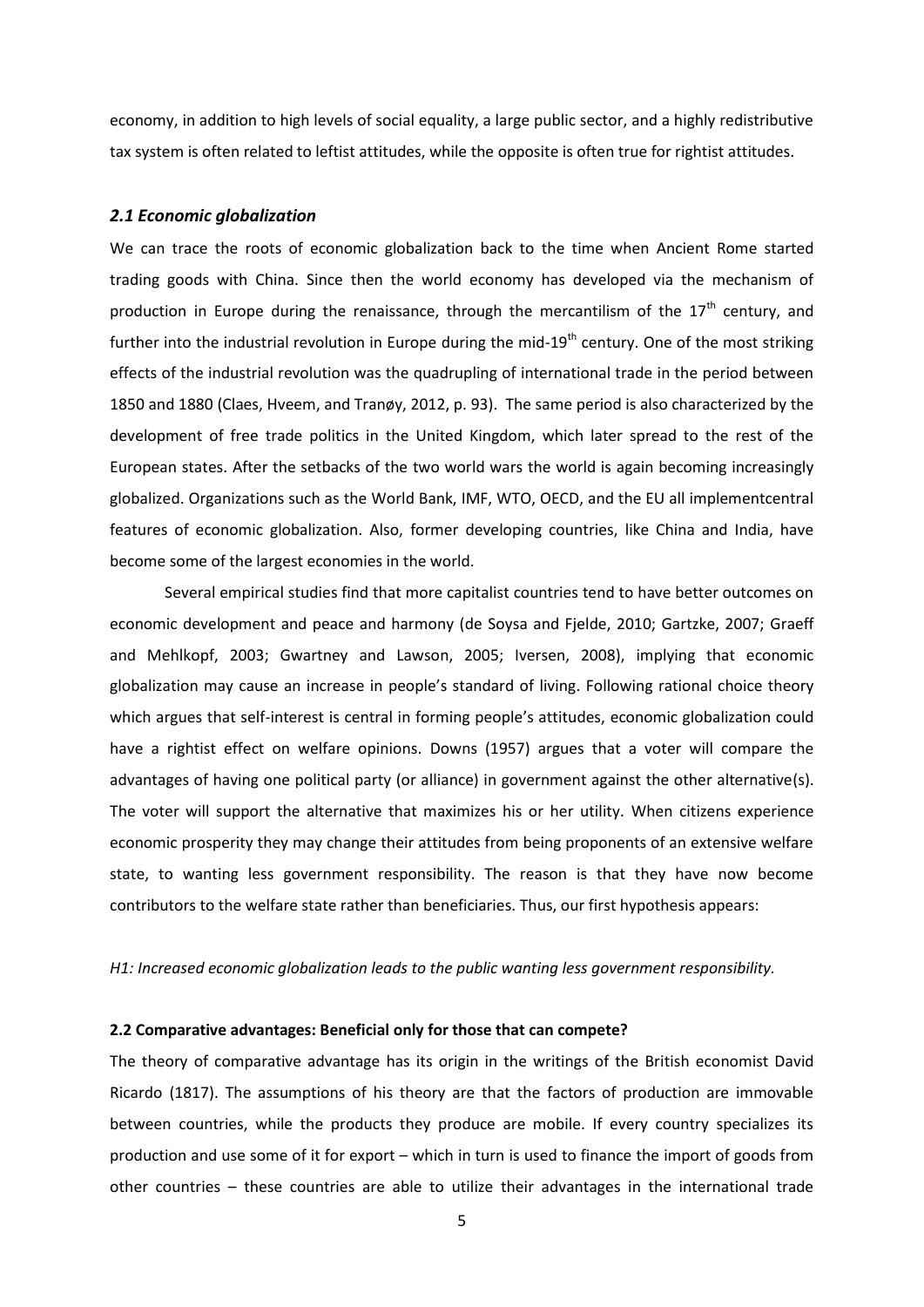economy, in addition to high levels of social equality, a large public sector, and a highly redistributive tax system is often related to leftist attitudes, while the opposite is often true for rightist attitudes.

### *2.1 Economic globalization*

We can trace the roots of economic globalization back to the time when Ancient Rome started trading goods with China. Since then the world economy has developed via the mechanism of production in Europe during the renaissance, through the mercantilism of the 17th century, and further into the industrial revolution in Europe during the mid-19th century. One of the most striking effects of the industrial revolution was the quadrupling of international trade in the period between 1850 and 1880 (Claes, Hveem, and Tranøy, 2012, p. 93). The same period is also characterized by the development of free trade politics in the United Kingdom, which later spread to the rest of the European states. After the setbacks of the two world wars the world is again becoming increasingly globalized. Organizations such as the World Bank, IMF, WTO, OECD, and the EU all implementcentral features of economic globalization. Also, former developing countries, like China and India, have become some of the largest economies in the world.

Several empirical studies find that more capitalist countries tend to have better outcomes on economic development and peace and harmony (de Soysa and Fjelde, 2010; Gartzke, 2007; Graeff and Mehlkopf, 2003; Gwartney and Lawson, 2005; Iversen, 2008), implying that economic globalization may cause an increase in people's standard of living. Following rational choice theory which argues that self-interest is central in forming people's attitudes, economic globalization could have a rightist effect on welfare opinions. Downs (1957) argues that a voter will compare the advantages of having one political party (or alliance) in government against the other alternative(s). The voter will support the alternative that maximizes his or her utility. When citizens experience economic prosperity they may change their attitudes from being proponents of an extensive welfare state, to wanting less government responsibility. The reason is that they have now become contributors to the welfare state rather than beneficiaries. Thus, our first hypothesis appears:

*H1: Increased economic globalization leads to the public wanting less government responsibility.*

### 2.2 Comparative advantages: Beneficial only for those that can compete?

The theory of comparative advantage has its origin in the writings of the British economist David Ricardo (1817). The assumptions of his theory are that the factors of production are immovable between countries, while the products they produce are mobile. If every country specializes its production and use some of it for export – which in turn is used to finance the import of goods from other countries – these countries are able to utilize their advantages in the international trade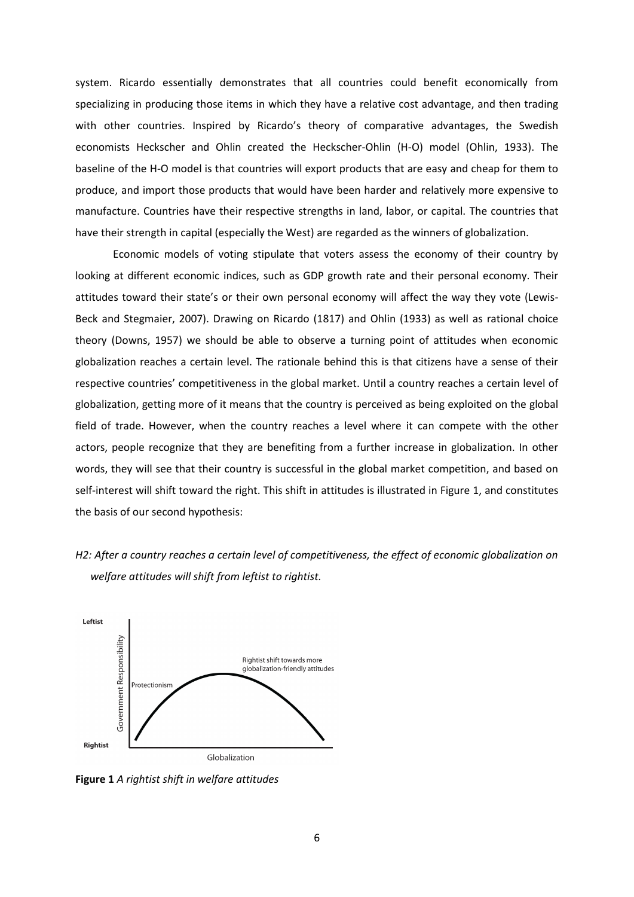system. Ricardo essentially demonstrates that all countries could benefit economically from specializing in producing those items in which they have a relative cost advantage, and then trading with other countries. Inspired by Ricardo's theory of comparative advantages, the Swedish economists Heckscher and Ohlin created the Heckscher-Ohlin (H-O) model (Ohlin, 1933). The baseline of the H-O model is that countries will export products that are easy and cheap for them to produce, and import those products that would have been harder and relatively more expensive to manufacture. Countries have their respective strengths in land, labor, or capital. The countries that have their strength in capital (especially the West) are regarded as the winners of globalization.

Economic models of voting stipulate that voters assess the economy of their country by looking at different economic indices, such as GDP growth rate and their personal economy. Their attitudes toward their state's or their own personal economy will affect the way they vote (Lewis-Beck and Stegmaier, 2007). Drawing on Ricardo (1817) and Ohlin (1933) as well as rational choice theory (Downs, 1957) we should be able to observe a turning point of attitudes when economic globalization reaches a certain level. The rationale behind this is that citizens have a sense of their respective countries' competitiveness in the global market. Until a country reaches a certain level of globalization, getting more of it means that the country is perceived as being exploited on the global field of trade. However, when the country reaches a level where it can compete with the other actors, people recognize that they are benefiting from a further increase in globalization. In other words, they will see that their country is successful in the global market competition, and based on self-interest will shift toward the right. This shift in attitudes is illustrated in Figure 1, and constitutes the basis of our second hypothesis:

*H2: After a country reaches a certain level of competitiveness, the effect of economic globalization on welfare attitudes will shift from leftist to rightist.*

**Figure 1** *A rightist shift in welfare attitudes*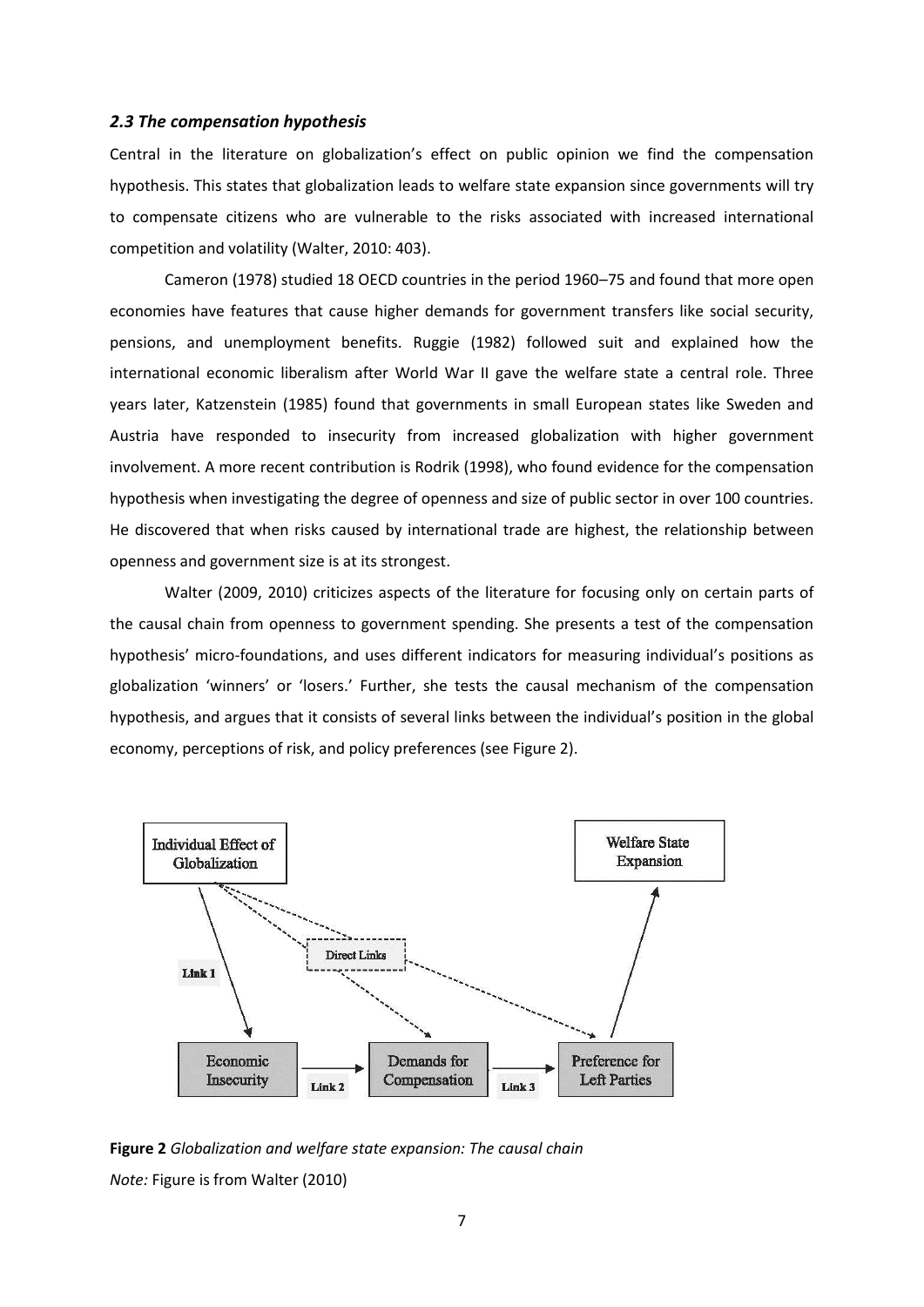### *2.3 The compensation hypothesis*

Central in the literature on globalization's effect on public opinion we find the compensation hypothesis. This states that globalization leads to welfare state expansion since governments will try to compensate citizens who are vulnerable to the risks associated with increased international competition and volatility (Walter, 2010: 403).

Cameron (1978) studied 18 OECD countries in the period 1960–75 and found that more open economies have features that cause higher demands for government transfers like social security, pensions, and unemployment benefits. Ruggie (1982) followed suit and explained how the international economic liberalism after World War II gave the welfare state a central role. Three years later, Katzenstein (1985) found that governments in small European states like Sweden and Austria have responded to insecurity from increased globalization with higher government involvement. A more recent contribution is Rodrik (1998), who found evidence for the compensation hypothesis when investigating the degree of openness and size of public sector in over 100 countries. He discovered that when risks caused by international trade are highest, the relationship between openness and government size is at its strongest.

Walter (2009, 2010) criticizes aspects of the literature for focusing only on certain parts of the causal chain from openness to government spending. She presents a test of the compensation hypothesis' micro-foundations, and uses different indicators for measuring individual's positions as globalization 'winners' or 'losers.' Further, she tests the causal mechanism of the compensation hypothesis, and argues that it consists of several links between the individual's position in the global economy, perceptions of risk, and policy preferences (see Figure 2).

**Figure 2** *Globalization and welfare state expansion: The causal chain*

*Note:* Figure is from Walter (2010)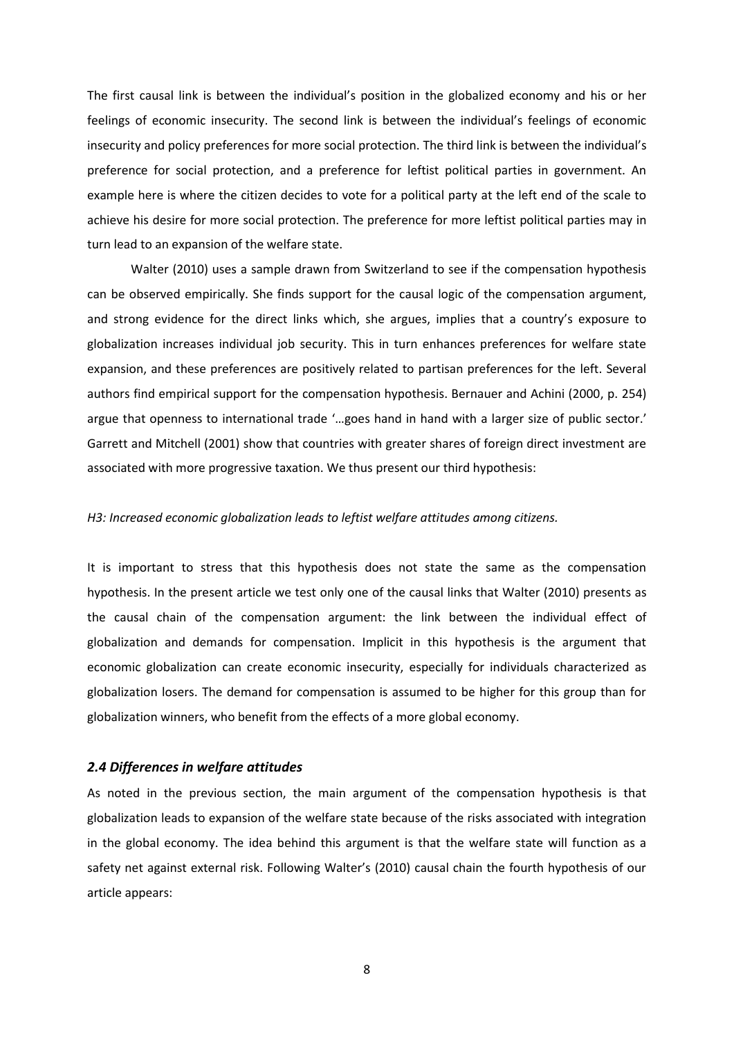The first causal link is between the individual's position in the globalized economy and his or her feelings of economic insecurity. The second link is between the individual's feelings of economic insecurity and policy preferences for more social protection. The third link is between the individual's preference for social protection, and a preference for leftist political parties in government. An example here is where the citizen decides to vote for a political party at the left end of the scale to achieve his desire for more social protection. The preference for more leftist political parties may in turn lead to an expansion of the welfare state.

Walter (2010) uses a sample drawn from Switzerland to see if the compensation hypothesis can be observed empirically. She finds support for the causal logic of the compensation argument, and strong evidence for the direct links which, she argues, implies that a country's exposure to globalization increases individual job security. This in turn enhances preferences for welfare state expansion, and these preferences are positively related to partisan preferences for the left. Several authors find empirical support for the compensation hypothesis. Bernauer and Achini (2000, p. 254) argue that openness to international trade '…goes hand in hand with a larger size of public sector.' Garrett and Mitchell (2001) show that countries with greater shares of foreign direct investment are associated with more progressive taxation. We thus present our third hypothesis:

*H3: Increased economic globalization leads to leftist welfare attitudes among citizens.*

It is important to stress that this hypothesis does not state the same as the compensation hypothesis. In the present article we test only one of the causal links that Walter (2010) presents as the causal chain of the compensation argument: the link between the individual effect of globalization and demands for compensation. Implicit in this hypothesis is the argument that economic globalization can create economic insecurity, especially for individuals characterized as globalization losers. The demand for compensation is assumed to be higher for this group than for globalization winners, who benefit from the effects of a more global economy.

### *2.4 Differences in welfare attitudes*

As noted in the previous section, the main argument of the compensation hypothesis is that globalization leads to expansion of the welfare state because of the risks associated with integration in the global economy. The idea behind this argument is that the welfare state will function as a safety net against external risk. Following Walter's (2010) causal chain the fourth hypothesis of our article appears: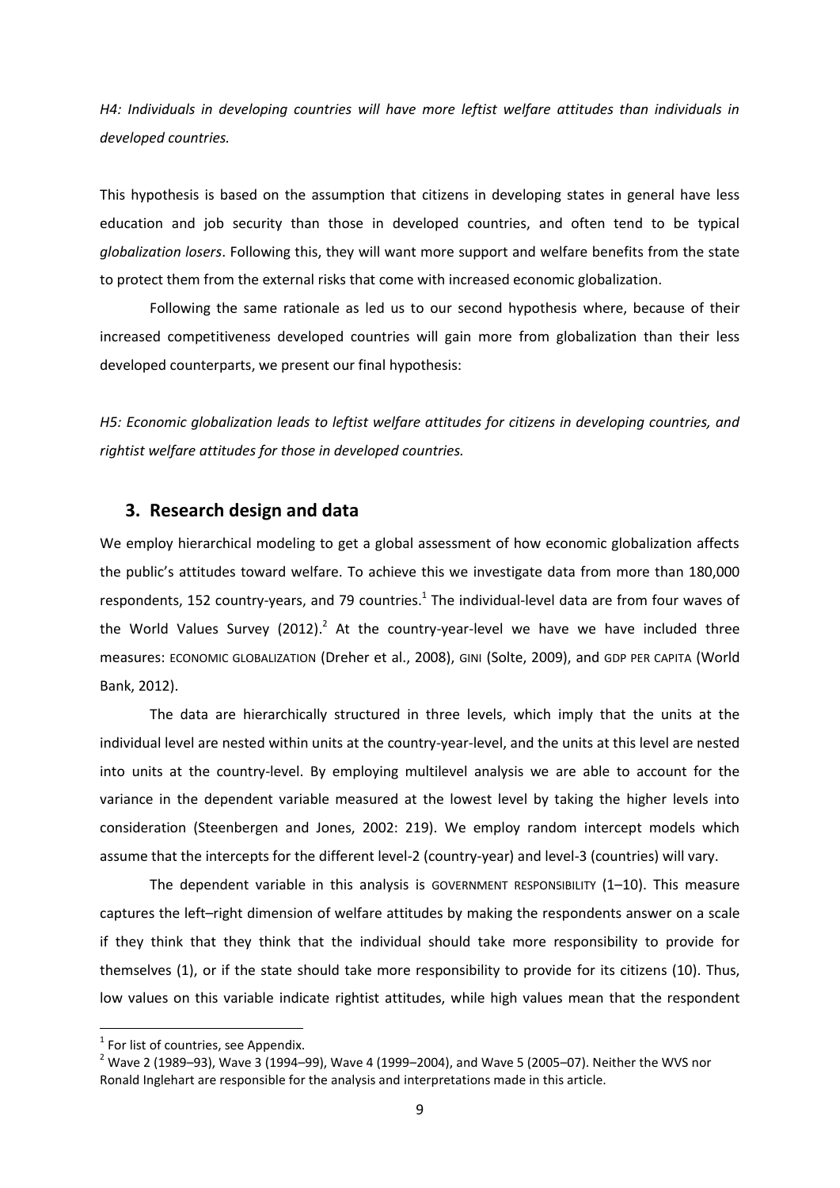*H4: Individuals in developing countries will have more leftist welfare attitudes than individuals in developed countries.*

This hypothesis is based on the assumption that citizens in developing states in general have less education and job security than those in developed countries, and often tend to be typical *globalization losers*. Following this, they will want more support and welfare benefits from the state to protect them from the external risks that come with increased economic globalization.

Following the same rationale as led us to our second hypothesis where, because of their increased competitiveness developed countries will gain more from globalization than their less developed counterparts, we present our final hypothesis:

*H5: Economic globalization leads to leftist welfare attitudes for citizens in developing countries, and rightist welfare attitudes for those in developed countries.*

## 3. Research design and data

We employ hierarchical modeling to get a global assessment of how economic globalization affects the public's attitudes toward welfare. To achieve this we investigate data from more than 180,000 respondents, 152 country-years, and 79 countries.[1] The individual-level data are from four waves of the World Values Survey (2012).[2] At the country-year-level we have we have included three measures: ECONOMIC GLOBALIZATION (Dreher et al., 2008), GINI (Solte, 2009), and GDP PER CAPITA (World Bank, 2012).

The data are hierarchically structured in three levels, which imply that the units at the individual level are nested within units at the country-year-level, and the units at this level are nested into units at the country-level. By employing multilevel analysis we are able to account for the variance in the dependent variable measured at the lowest level by taking the higher levels into consideration (Steenbergen and Jones, 2002: 219). We employ random intercept models which assume that the intercepts for the different level-2 (country-year) and level-3 (countries) will vary.

The dependent variable in this analysis is GOVERNMENT RESPONSIBILITY (1–10). This measure captures the left–right dimension of welfare attitudes by making the respondents answer on a scale if they think that they think that the individual should take more responsibility to provide for themselves (1), or if the state should take more responsibility to provide for its citizens (10). Thus, low values on this variable indicate rightist attitudes, while high values mean that the respondent

[1] For list of countries, see Appendix.

[2] Wave 2 (1989–93), Wave 3 (1994–99), Wave 4 (1999–2004), and Wave 5 (2005–07). Neither the WVS nor Ronald Inglehart are responsible for the analysis and interpretations made in this article.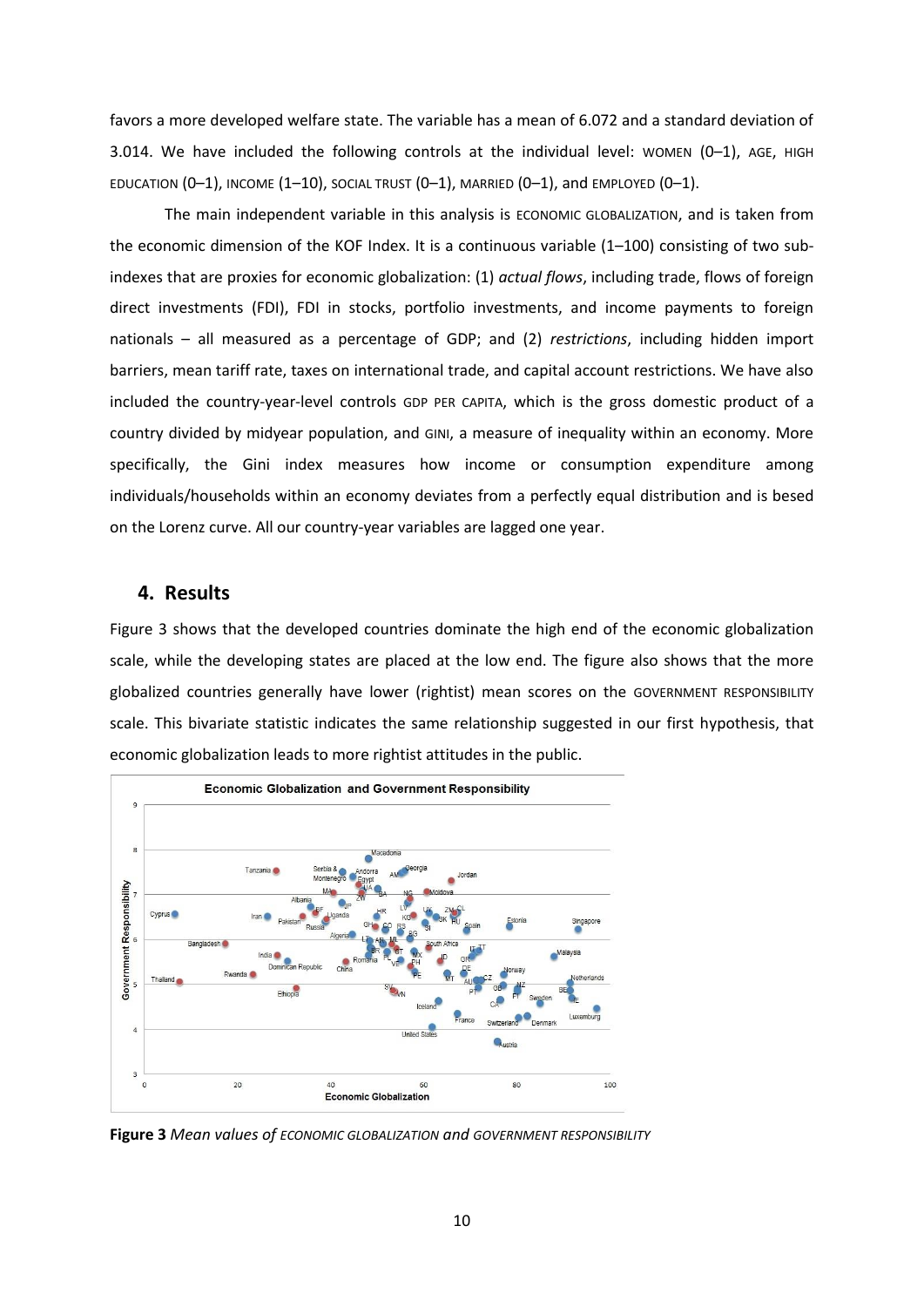favors a more developed welfare state. The variable has a mean of 6.072 and a standard deviation of 3.014. We have included the following controls at the individual level: WOMEN (0–1), AGE, HIGH EDUCATION (0–1), INCOME (1–10), SOCIAL TRUST (0–1), MARRIED (0–1), and EMPLOYED (0–1).

The main independent variable in this analysis is ECONOMIC GLOBALIZATION, and is taken from the economic dimension of the KOF Index. It is a continuous variable (1–100) consisting of two sub-indexes that are proxies for economic globalization: (1) *actual flows*, including trade, flows of foreign direct investments (FDI), FDI in stocks, portfolio investments, and income payments to foreign nationals – all measured as a percentage of GDP; and (2) *restrictions*, including hidden import barriers, mean tariff rate, taxes on international trade, and capital account restrictions. We have also included the country-year-level controls GDP PER CAPITA, which is the gross domestic product of a country divided by midyear population, and GINI, a measure of inequality within an economy. More specifically, the Gini index measures how income or consumption expenditure among individuals/households within an economy deviates from a perfectly equal distribution and is besed on the Lorenz curve. All our country-year variables are lagged one year.

## 4. Results

Figure 3 shows that the developed countries dominate the high end of the economic globalization scale, while the developing states are placed at the low end. The figure also shows that the more globalized countries generally have lower (rightist) mean scores on the GOVERNMENT RESPONSIBILITY scale. This bivariate statistic indicates the same relationship suggested in our first hypothesis, that economic globalization leads to more rightist attitudes in the public.

**Figure 3** *Mean values of ECONOMIC GLOBALIZATION and GOVERNMENT RESPONSIBILITY*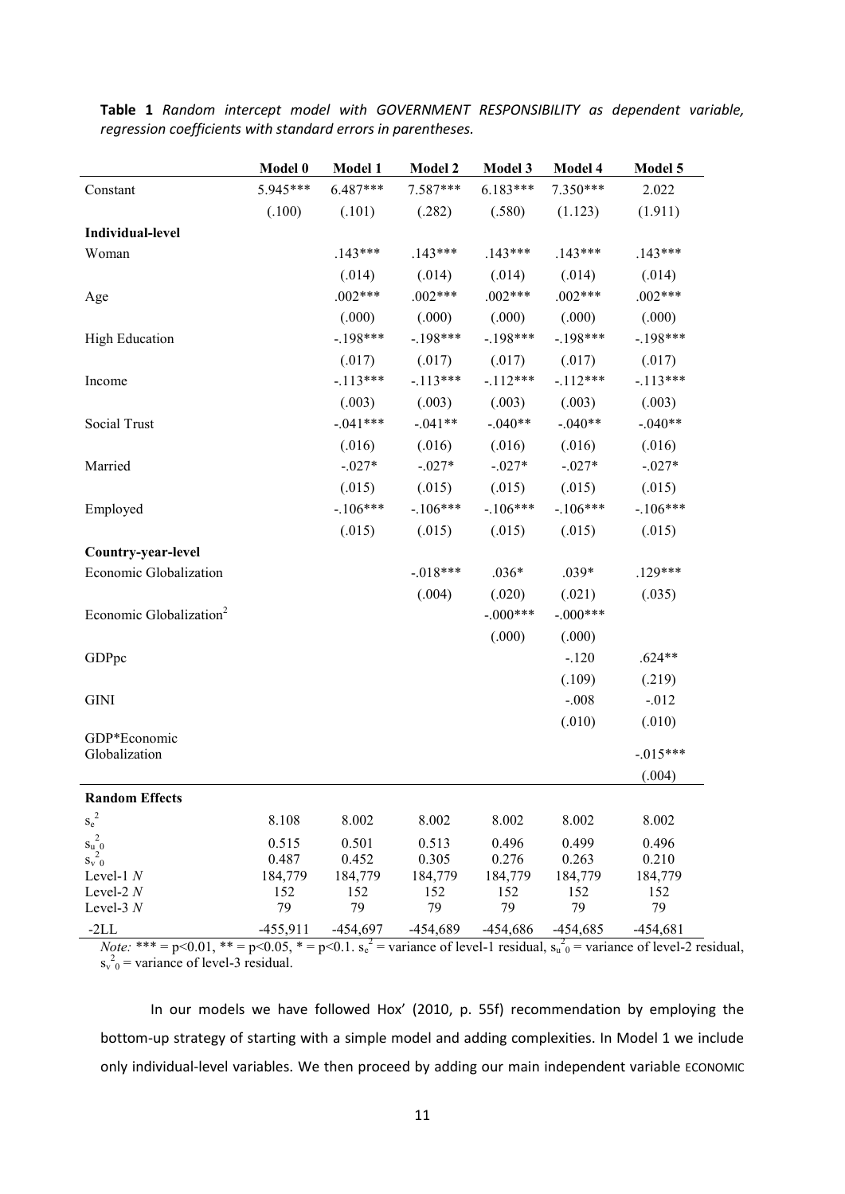**Table 1** *Random intercept model with GOVERNMENT RESPONSIBILITY as dependent variable, regression coefficients with standard errors in parentheses.*

| | Model 0 | Model 1 | Model 2 | Model 3 | Model 4 | Model 5 |
|---|---|---|---|---|---|---|
| Constant | 5.945*** | 6.487*** | 7.587*** | 6.183*** | 7.350*** | 2.022 |
| | (.100) | (.101) | (.282) | (.580) | (1.123) | (1.911) |
| **Individual-level** | | | | | | |
| Woman | | .143*** | .143*** | .143*** | .143*** | .143*** |
| | | (.014) | (.014) | (.014) | (.014) | (.014) |
| Age | | .002*** | .002*** | .002*** | .002*** | .002*** |
| | | (.000) | (.000) | (.000) | (.000) | (.000) |
| High Education | | -.198*** | -.198*** | -.198*** | -.198*** | -.198*** |
| | | (.017) | (.017) | (.017) | (.017) | (.017) |
| Income | | -.113*** | -.113*** | -.112*** | -.112*** | -.113*** |
| | | (.003) | (.003) | (.003) | (.003) | (.003) |
| Social Trust | | -.041*** | -.041** | -.040** | -.040** | -.040** |
| | | (.016) | (.016) | (.016) | (.016) | (.016) |
| Married | | -.027* | -.027* | -.027* | -.027* | -.027* |
| | | (.015) | (.015) | (.015) | (.015) | (.015) |
| Employed | | -.106*** | -.106*** | -.106*** | -.106*** | -.106*** |
| | | (.015) | (.015) | (.015) | (.015) | (.015) |
| **Country-year-level** | | | | | | |
| Economic Globalization | | | -.018*** | .036* | .039* | .129*** |
| | | | (.004) | (.020) | (.021) | (.035) |
| Economic Globalization$^2$ | | | | -.000*** | -.000*** | |
| | | | | (.000) | (.000) | |
| GDPpc | | | | | -.120 | .624** |
| | | | | | (.109) | (.219) |
| GINI | | | | | -.008 | -.012 |
| | | | | | (.010) | (.010) |
| GDP*Economic Globalization | | | | | | -.015*** |
| | | | | | | (.004) |
| **Random Effects** | | | | | | |
| $s_e^2$ | 8.108 | 8.002 | 8.002 | 8.002 | 8.002 | 8.002 |
| $s_{u\,0}^2$ | 0.515 | 0.501 | 0.513 | 0.496 | 0.499 | 0.496 |
| $s_{v\,0}^2$ | 0.487 | 0.452 | 0.305 | 0.276 | 0.263 | 0.210 |
| Level-1 *N* | 184,779 | 184,779 | 184,779 | 184,779 | 184,779 | 184,779 |
| Level-2 *N* | 152 | 152 | 152 | 152 | 152 | 152 |
| Level-3 *N* | 79 | 79 | 79 | 79 | 79 | 79 |
| -2LL | -455,911 | -454,697 | -454,689 | -454,686 | -454,685 | -454,681 |

*Note:* *** = p<0.01, ** = p<0.05, * = p<0.1. $s_e^2$ = variance of level-1 residual, $s_{u\,0}^2$ = variance of level-2 residual, $s_{v\,0}^2$ = variance of level-3 residual.

In our models we have followed Hox' (2010, p. 55f) recommendation by employing the bottom-up strategy of starting with a simple model and adding complexities. In Model 1 we include only individual-level variables. We then proceed by adding our main independent variable ECONOMIC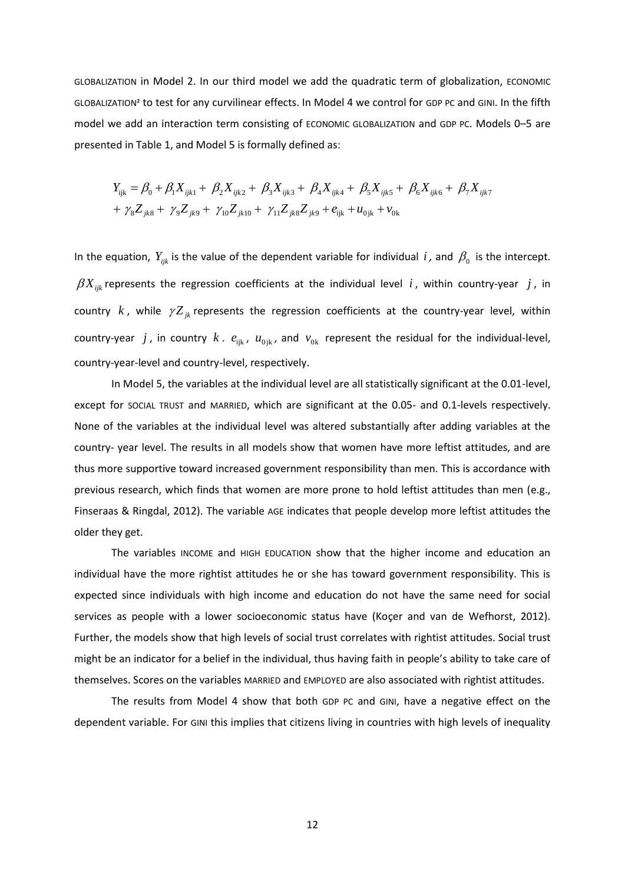GLOBALIZATION in Model 2. In our third model we add the quadratic term of globalization, ECONOMIC GLOBALIZATION² to test for any curvilinear effects. In Model 4 we control for GDP PC and GINI. In the fifth model we add an interaction term consisting of ECONOMIC GLOBALIZATION and GDP PC. Models 0–5 are presented in Table 1, and Model 5 is formally defined as:

$$
\begin{aligned}
Y_{ijk} = \beta_0 + \beta_1 X_{ijk1} + \beta_2 X_{ijk2} + \beta_3 X_{ijk3} + \beta_4 X_{ijk4} + \beta_5 X_{ijk5} + \beta_6 X_{ijk6} + \beta_7 X_{ijk7} \\
+ \gamma_8 Z_{jk8} + \gamma_9 Z_{jk9} + \gamma_{10} Z_{jk10} + \gamma_{11} Z_{jk8} Z_{jk9} + e_{ijk} + u_{0jk} + v_{0k}
\end{aligned}
$$

In the equation, $Y_{ijk}$ is the value of the dependent variable for individual $i$, and $\beta_0$ is the intercept. $\beta X_{ijk}$ represents the regression coefficients at the individual level $i$, within country-year $j$, in country $k$, while $\gamma Z_{jk}$ represents the regression coefficients at the country-year level, within country-year $j$, in country $k$. $e_{ijk}$, $u_{0jk}$, and $v_{0k}$ represent the residual for the individual-level, country-year-level and country-level, respectively.

In Model 5, the variables at the individual level are all statistically significant at the 0.01-level, except for SOCIAL TRUST and MARRIED, which are significant at the 0.05- and 0.1-levels respectively. None of the variables at the individual level was altered substantially after adding variables at the country- year level. The results in all models show that women have more leftist attitudes, and are thus more supportive toward increased government responsibility than men. This is accordance with previous research, which finds that women are more prone to hold leftist attitudes than men (e.g., Finseraas & Ringdal, 2012). The variable AGE indicates that people develop more leftist attitudes the older they get.

The variables INCOME and HIGH EDUCATION show that the higher income and education an individual have the more rightist attitudes he or she has toward government responsibility. This is expected since individuals with high income and education do not have the same need for social services as people with a lower socioeconomic status have (Koçer and van de Wefhorst, 2012). Further, the models show that high levels of social trust correlates with rightist attitudes. Social trust might be an indicator for a belief in the individual, thus having faith in people's ability to take care of themselves. Scores on the variables MARRIED and EMPLOYED are also associated with rightist attitudes.

The results from Model 4 show that both GDP PC and GINI, have a negative effect on the dependent variable. For GINI this implies that citizens living in countries with high levels of inequality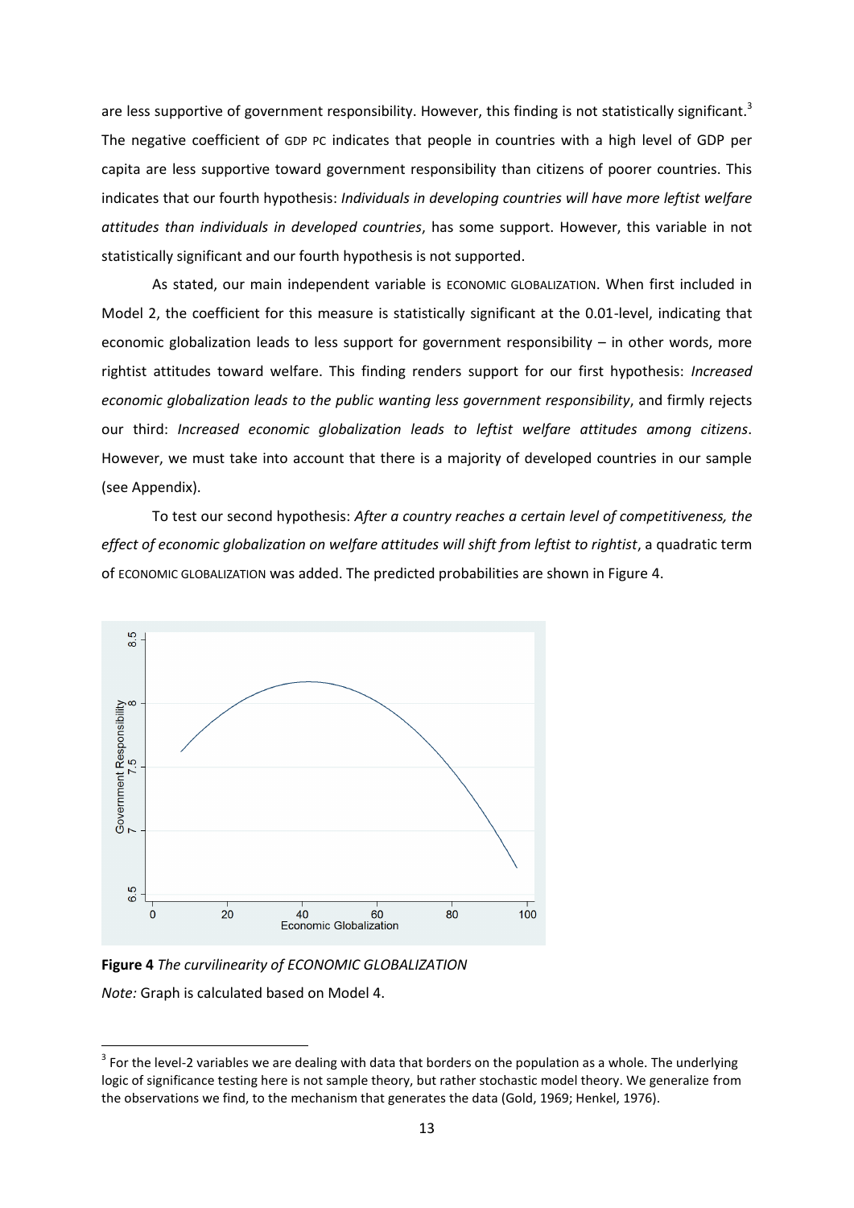are less supportive of government responsibility. However, this finding is not statistically significant.[3] The negative coefficient of GDP PC indicates that people in countries with a high level of GDP per capita are less supportive toward government responsibility than citizens of poorer countries. This indicates that our fourth hypothesis: *Individuals in developing countries will have more leftist welfare attitudes than individuals in developed countries*, has some support. However, this variable in not statistically significant and our fourth hypothesis is not supported.

As stated, our main independent variable is ECONOMIC GLOBALIZATION. When first included in Model 2, the coefficient for this measure is statistically significant at the 0.01-level, indicating that economic globalization leads to less support for government responsibility – in other words, more rightist attitudes toward welfare. This finding renders support for our first hypothesis: *Increased economic globalization leads to the public wanting less government responsibility*, and firmly rejects our third: *Increased economic globalization leads to leftist welfare attitudes among citizens*. However, we must take into account that there is a majority of developed countries in our sample (see Appendix).

To test our second hypothesis: *After a country reaches a certain level of competitiveness, the effect of economic globalization on welfare attitudes will shift from leftist to rightist*, a quadratic term of ECONOMIC GLOBALIZATION was added. The predicted probabilities are shown in Figure 4.

**Figure 4** *The curvilinearity of ECONOMIC GLOBALIZATION*

*Note:* Graph is calculated based on Model 4.

[3] For the level-2 variables we are dealing with data that borders on the population as a whole. The underlying logic of significance testing here is not sample theory, but rather stochastic model theory. We generalize from the observations we find, to the mechanism that generates the data (Gold, 1969; Henkel, 1976).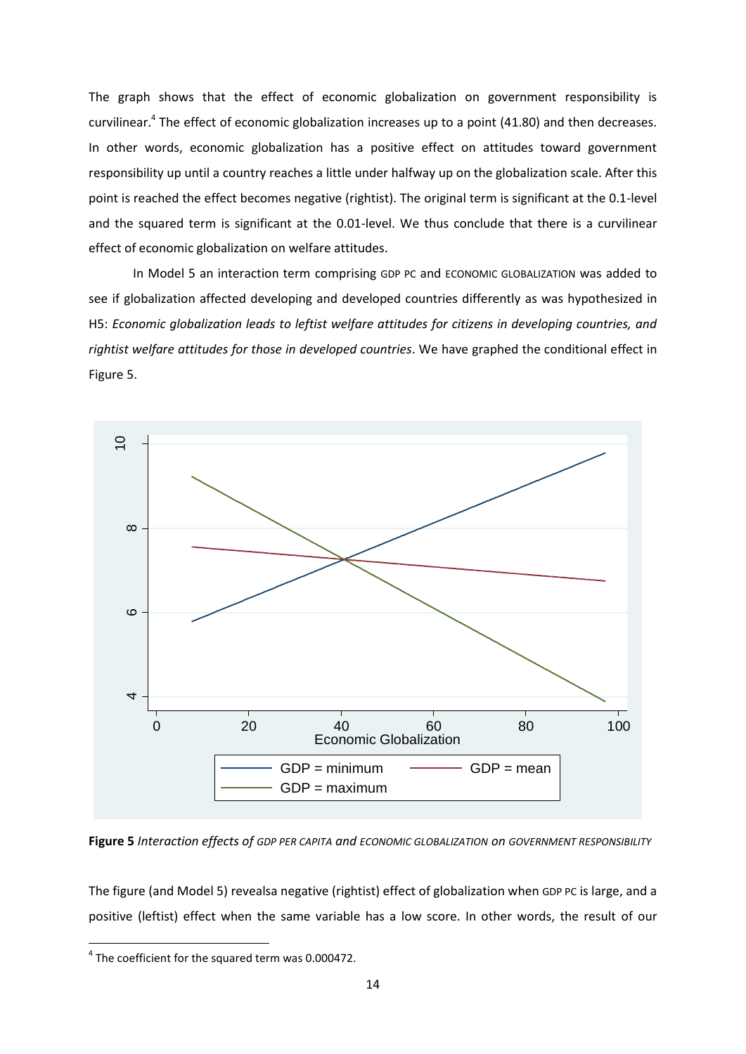The graph shows that the effect of economic globalization on government responsibility is curvilinear.[4] The effect of economic globalization increases up to a point (41.80) and then decreases. In other words, economic globalization has a positive effect on attitudes toward government responsibility up until a country reaches a little under halfway up on the globalization scale. After this point is reached the effect becomes negative (rightist). The original term is significant at the 0.1-level and the squared term is significant at the 0.01-level. We thus conclude that there is a curvilinear effect of economic globalization on welfare attitudes.

In Model 5 an interaction term comprising GDP PC and ECONOMIC GLOBALIZATION was added to see if globalization affected developing and developed countries differently as was hypothesized in H5: *Economic globalization leads to leftist welfare attitudes for citizens in developing countries, and rightist welfare attitudes for those in developed countries*. We have graphed the conditional effect in Figure 5.

**Figure 5** *Interaction effects of GDP PER CAPITA and ECONOMIC GLOBALIZATION on GOVERNMENT RESPONSIBILITY*

The figure (and Model 5) revealsa negative (rightist) effect of globalization when GDP PC is large, and a positive (leftist) effect when the same variable has a low score. In other words, the result of our

[4] The coefficient for the squared term was 0.000472.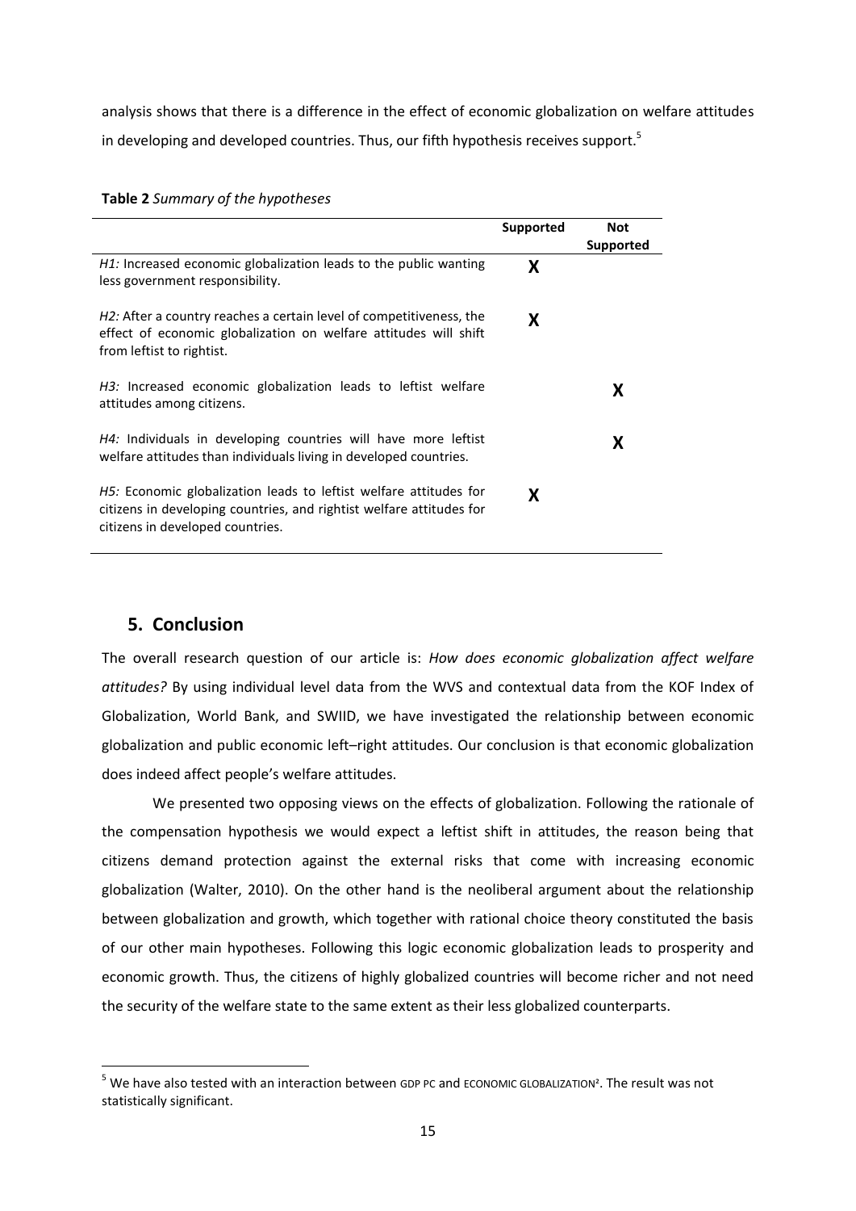analysis shows that there is a difference in the effect of economic globalization on welfare attitudes in developing and developed countries. Thus, our fifth hypothesis receives support.[5]

**Table 2** *Summary of the hypotheses*

| | **Supported** | **Not Supported** |
|---|---|---|
| *H1:* Increased economic globalization leads to the public wanting less government responsibility. | X | |
| *H2:* After a country reaches a certain level of competitiveness, the effect of economic globalization on welfare attitudes will shift from leftist to rightist. | X | |
| *H3:* Increased economic globalization leads to leftist welfare attitudes among citizens. | | X |
| *H4:* Individuals in developing countries will have more leftist welfare attitudes than individuals living in developed countries. | | X |
| *H5:* Economic globalization leads to leftist welfare attitudes for citizens in developing countries, and rightist welfare attitudes for citizens in developed countries. | X | |

## 5. Conclusion

The overall research question of our article is: *How does economic globalization affect welfare attitudes?* By using individual level data from the WVS and contextual data from the KOF Index of Globalization, World Bank, and SWIID, we have investigated the relationship between economic globalization and public economic left–right attitudes. Our conclusion is that economic globalization does indeed affect people's welfare attitudes.

We presented two opposing views on the effects of globalization. Following the rationale of the compensation hypothesis we would expect a leftist shift in attitudes, the reason being that citizens demand protection against the external risks that come with increasing economic globalization (Walter, 2010). On the other hand is the neoliberal argument about the relationship between globalization and growth, which together with rational choice theory constituted the basis of our other main hypotheses. Following this logic economic globalization leads to prosperity and economic growth. Thus, the citizens of highly globalized countries will become richer and not need the security of the welfare state to the same extent as their less globalized counterparts.

[5] We have also tested with an interaction between GDP PC and ECONOMIC GLOBALIZATION². The result was not statistically significant.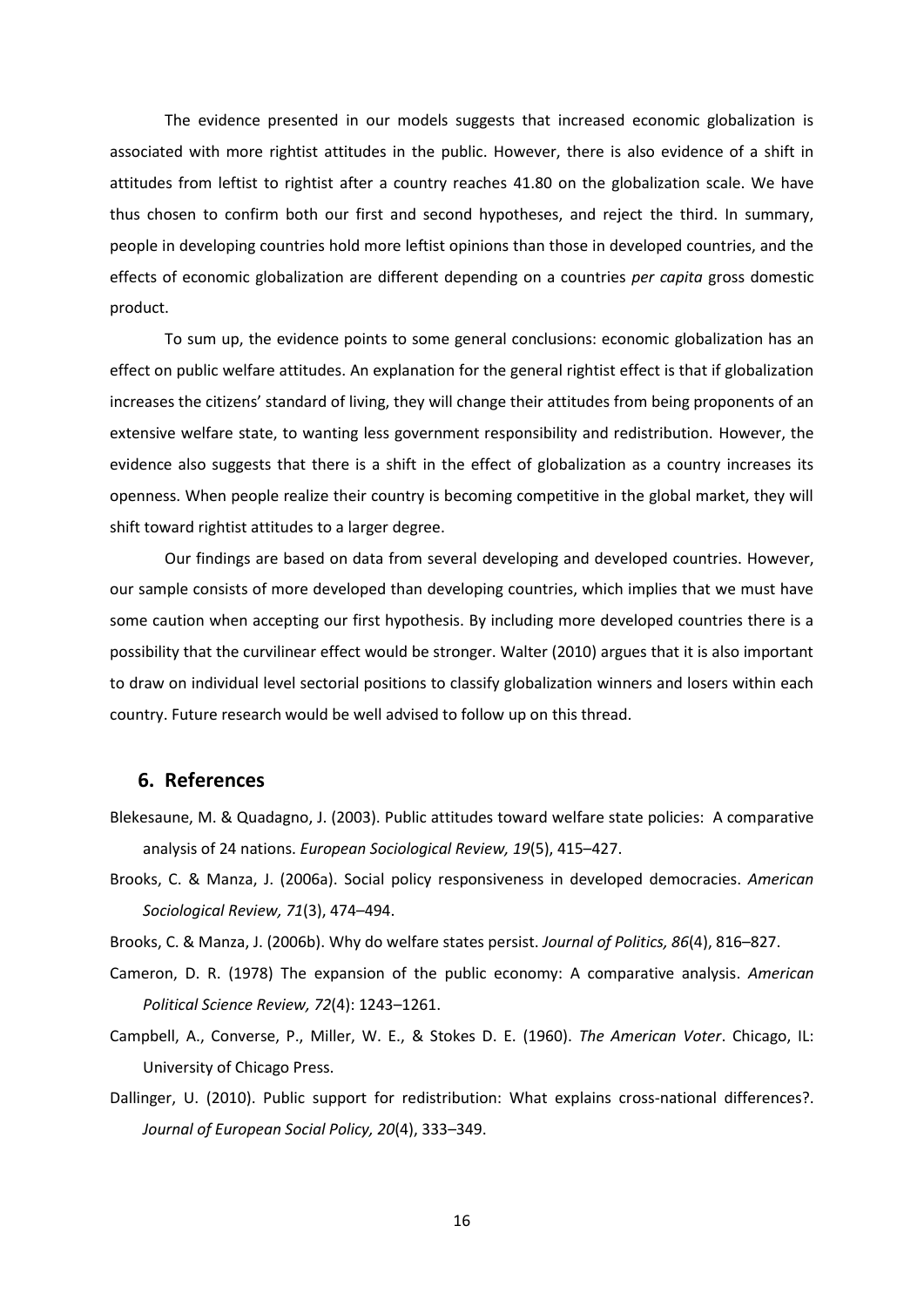The evidence presented in our models suggests that increased economic globalization is associated with more rightist attitudes in the public. However, there is also evidence of a shift in attitudes from leftist to rightist after a country reaches 41.80 on the globalization scale. We have thus chosen to confirm both our first and second hypotheses, and reject the third. In summary, people in developing countries hold more leftist opinions than those in developed countries, and the effects of economic globalization are different depending on a countries *per capita* gross domestic product.

To sum up, the evidence points to some general conclusions: economic globalization has an effect on public welfare attitudes. An explanation for the general rightist effect is that if globalization increases the citizens' standard of living, they will change their attitudes from being proponents of an extensive welfare state, to wanting less government responsibility and redistribution. However, the evidence also suggests that there is a shift in the effect of globalization as a country increases its openness. When people realize their country is becoming competitive in the global market, they will shift toward rightist attitudes to a larger degree.

Our findings are based on data from several developing and developed countries. However, our sample consists of more developed than developing countries, which implies that we must have some caution when accepting our first hypothesis. By including more developed countries there is a possibility that the curvilinear effect would be stronger. Walter (2010) argues that it is also important to draw on individual level sectorial positions to classify globalization winners and losers within each country. Future research would be well advised to follow up on this thread.

## 6. References

Blekesaune, M. & Quadagno, J. (2003). Public attitudes toward welfare state policies: A comparative analysis of 24 nations. *European Sociological Review, 19*(5), 415–427.

Brooks, C. & Manza, J. (2006a). Social policy responsiveness in developed democracies. *American Sociological Review, 71*(3), 474–494.

Brooks, C. & Manza, J. (2006b). Why do welfare states persist. *Journal of Politics, 86*(4), 816–827.

Cameron, D. R. (1978) The expansion of the public economy: A comparative analysis. *American Political Science Review, 72*(4): 1243–1261.

Campbell, A., Converse, P., Miller, W. E., & Stokes D. E. (1960). *The American Voter*. Chicago, IL: University of Chicago Press.

Dallinger, U. (2010). Public support for redistribution: What explains cross-national differences?. *Journal of European Social Policy, 20*(4), 333–349.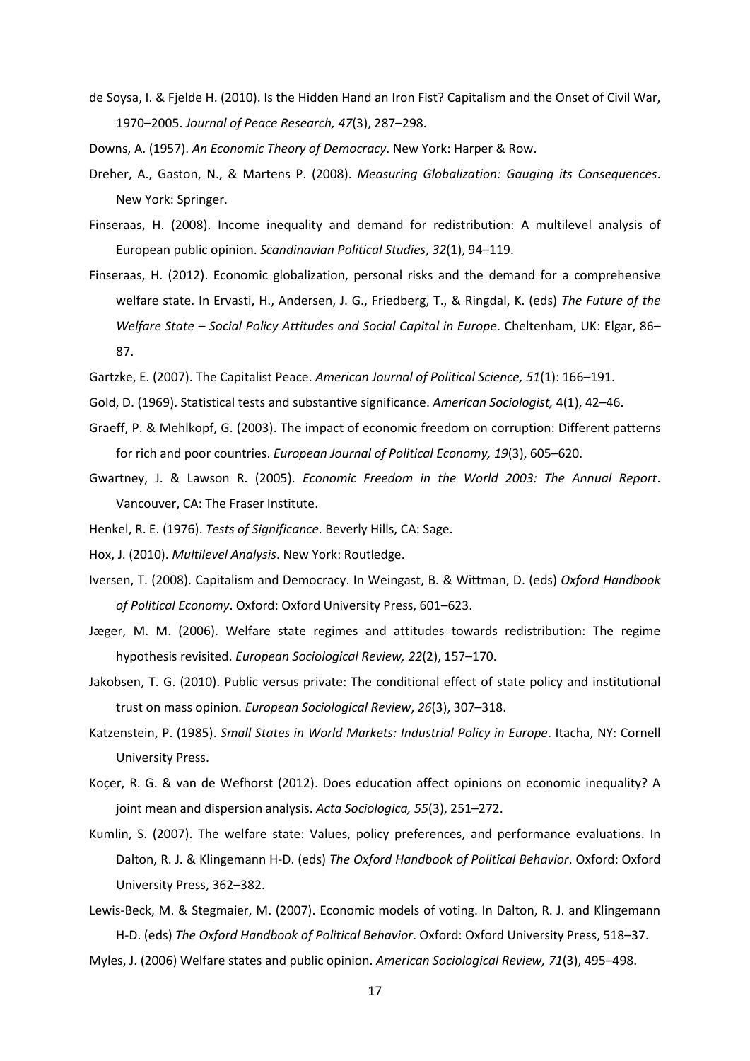de Soysa, I. & Fjelde H. (2010). Is the Hidden Hand an Iron Fist? Capitalism and the Onset of Civil War, 1970–2005. *Journal of Peace Research, 47*(3), 287–298.

Downs, A. (1957). *An Economic Theory of Democracy*. New York: Harper & Row.

Dreher, A., Gaston, N., & Martens P. (2008). *Measuring Globalization: Gauging its Consequences*. New York: Springer.

Finseraas, H. (2008). Income inequality and demand for redistribution: A multilevel analysis of European public opinion. *Scandinavian Political Studies*, *32*(1), 94–119.

Finseraas, H. (2012). Economic globalization, personal risks and the demand for a comprehensive welfare state. In Ervasti, H., Andersen, J. G., Friedberg, T., & Ringdal, K. (eds) *The Future of the Welfare State – Social Policy Attitudes and Social Capital in Europe*. Cheltenham, UK: Elgar, 86–87.

Gartzke, E. (2007). The Capitalist Peace. *American Journal of Political Science, 51*(1): 166–191.

Gold, D. (1969). Statistical tests and substantive significance. *American Sociologist,* 4(1), 42–46.

Graeff, P. & Mehlkopf, G. (2003). The impact of economic freedom on corruption: Different patterns for rich and poor countries. *European Journal of Political Economy, 19*(3), 605–620.

Gwartney, J. & Lawson R. (2005). *Economic Freedom in the World 2003: The Annual Report*. Vancouver, CA: The Fraser Institute.

Henkel, R. E. (1976). *Tests of Significance*. Beverly Hills, CA: Sage.

Hox, J. (2010). *Multilevel Analysis*. New York: Routledge.

Iversen, T. (2008). Capitalism and Democracy. In Weingast, B. & Wittman, D. (eds) *Oxford Handbook of Political Economy*. Oxford: Oxford University Press, 601–623.

Jæger, M. M. (2006). Welfare state regimes and attitudes towards redistribution: The regime hypothesis revisited. *European Sociological Review, 22*(2), 157–170.

Jakobsen, T. G. (2010). Public versus private: The conditional effect of state policy and institutional trust on mass opinion. *European Sociological Review*, *26*(3), 307–318.

Katzenstein, P. (1985). *Small States in World Markets: Industrial Policy in Europe*. Itacha, NY: Cornell University Press.

Koçer, R. G. & van de Wefhorst (2012). Does education affect opinions on economic inequality? A joint mean and dispersion analysis. *Acta Sociologica, 55*(3), 251–272.

Kumlin, S. (2007). The welfare state: Values, policy preferences, and performance evaluations. In Dalton, R. J. & Klingemann H-D. (eds) *The Oxford Handbook of Political Behavior*. Oxford: Oxford University Press, 362–382.

Lewis-Beck, M. & Stegmaier, M. (2007). Economic models of voting. In Dalton, R. J. and Klingemann H-D. (eds) *The Oxford Handbook of Political Behavior*. Oxford: Oxford University Press, 518–37.

Myles, J. (2006) Welfare states and public opinion. *American Sociological Review, 71*(3), 495–498.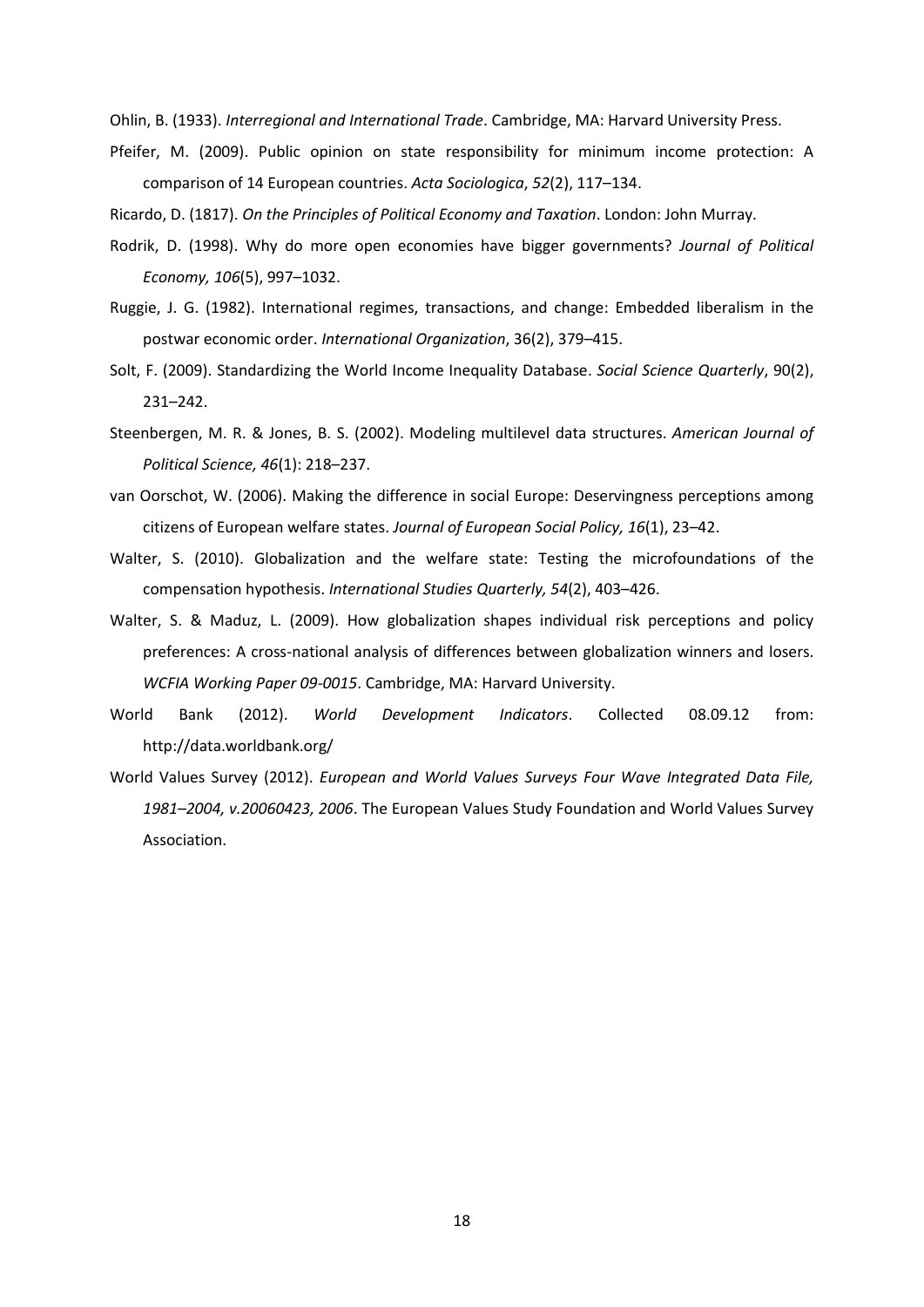Ohlin, B. (1933). *Interregional and International Trade*. Cambridge, MA: Harvard University Press.

Pfeifer, M. (2009). Public opinion on state responsibility for minimum income protection: A comparison of 14 European countries. *Acta Sociologica*, *52*(2), 117–134.

Ricardo, D. (1817). *On the Principles of Political Economy and Taxation*. London: John Murray.

Rodrik, D. (1998). Why do more open economies have bigger governments? *Journal of Political Economy, 106*(5), 997–1032.

Ruggie, J. G. (1982). International regimes, transactions, and change: Embedded liberalism in the postwar economic order. *International Organization*, 36(2), 379–415.

Solt, F. (2009). Standardizing the World Income Inequality Database. *Social Science Quarterly*, 90(2), 231–242.

Steenbergen, M. R. & Jones, B. S. (2002). Modeling multilevel data structures. *American Journal of Political Science, 46*(1): 218–237.

van Oorschot, W. (2006). Making the difference in social Europe: Deservingness perceptions among citizens of European welfare states. *Journal of European Social Policy, 16*(1), 23–42.

Walter, S. (2010). Globalization and the welfare state: Testing the microfoundations of the compensation hypothesis. *International Studies Quarterly, 54*(2), 403–426.

Walter, S. & Maduz, L. (2009). How globalization shapes individual risk perceptions and policy preferences: A cross-national analysis of differences between globalization winners and losers. *WCFIA Working Paper 09-0015*. Cambridge, MA: Harvard University.

World Bank (2012). *World Development Indicators*. Collected 08.09.12 from: http://data.worldbank.org/

World Values Survey (2012). *European and World Values Surveys Four Wave Integrated Data File, 1981–2004, v.20060423, 2006*. The European Values Study Foundation and World Values Survey Association.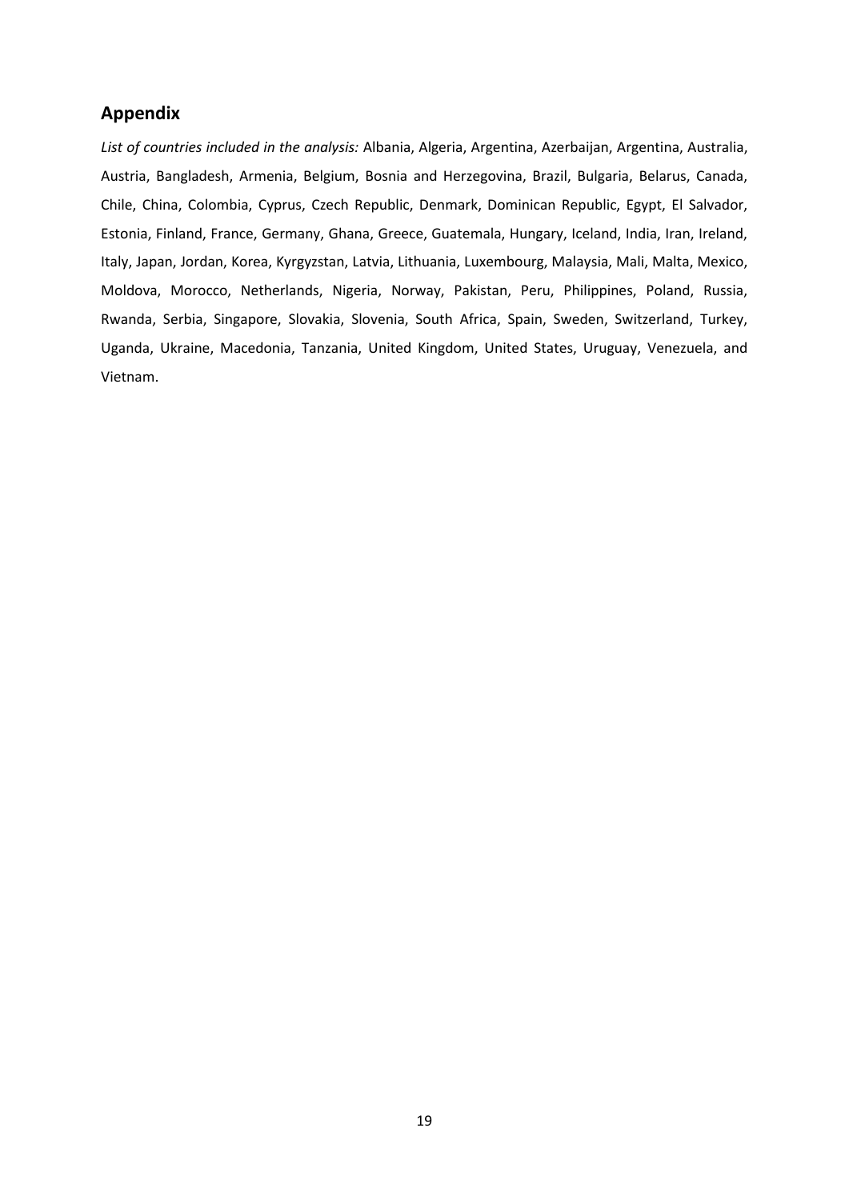## Appendix

*List of countries included in the analysis:* Albania, Algeria, Argentina, Azerbaijan, Argentina, Australia, Austria, Bangladesh, Armenia, Belgium, Bosnia and Herzegovina, Brazil, Bulgaria, Belarus, Canada, Chile, China, Colombia, Cyprus, Czech Republic, Denmark, Dominican Republic, Egypt, El Salvador, Estonia, Finland, France, Germany, Ghana, Greece, Guatemala, Hungary, Iceland, India, Iran, Ireland, Italy, Japan, Jordan, Korea, Kyrgyzstan, Latvia, Lithuania, Luxembourg, Malaysia, Mali, Malta, Mexico, Moldova, Morocco, Netherlands, Nigeria, Norway, Pakistan, Peru, Philippines, Poland, Russia, Rwanda, Serbia, Singapore, Slovakia, Slovenia, South Africa, Spain, Sweden, Switzerland, Turkey, Uganda, Ukraine, Macedonia, Tanzania, United Kingdom, United States, Uruguay, Venezuela, and Vietnam.